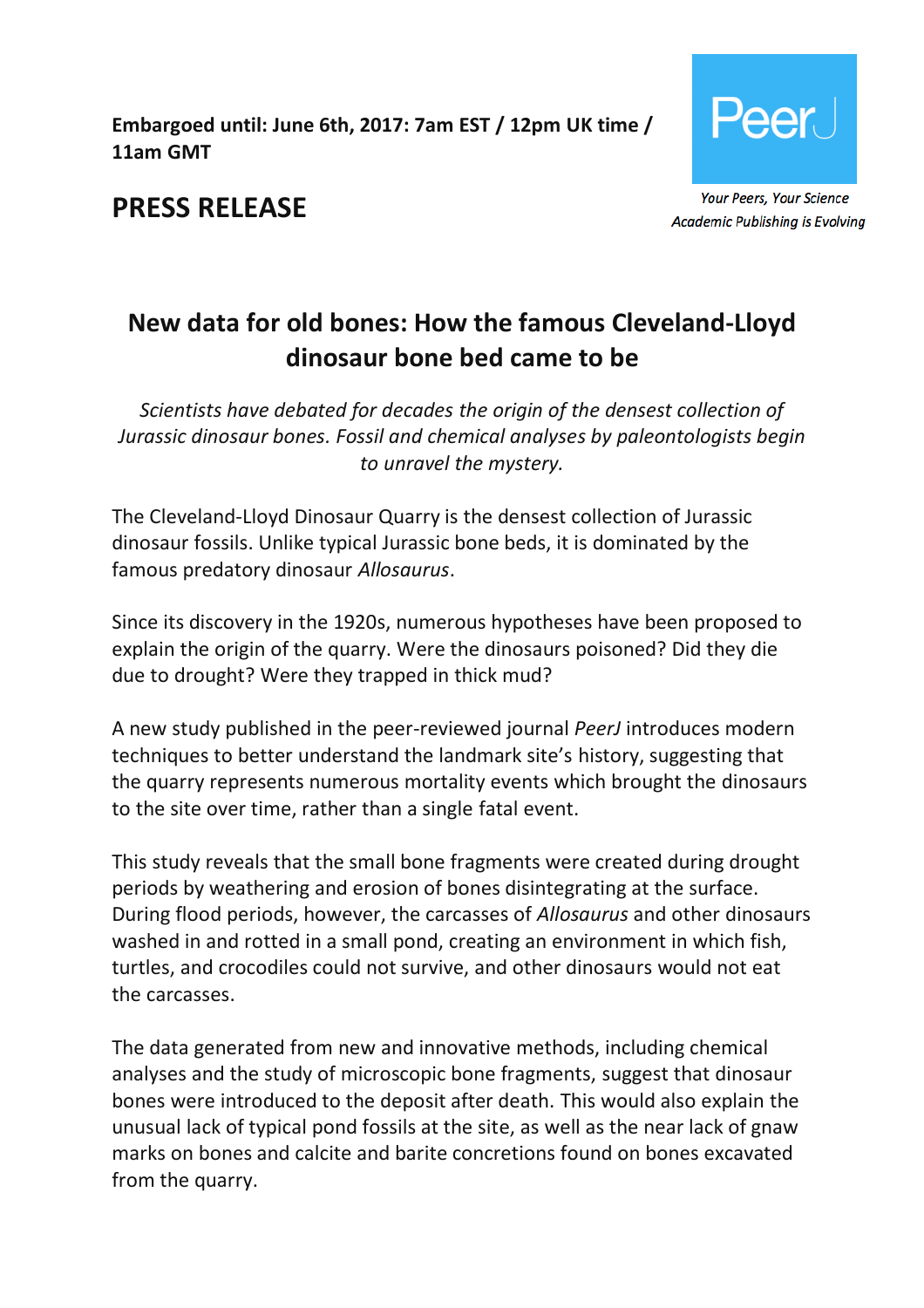**Embargoed until: June 6th, 2017: 7am EST / 12pm UK time / 11am GMT**

PeerJ

*Your Peers, Your Science*
*Academic Publishing is Evolving*

# PRESS RELEASE

## New data for old bones: How the famous Cleveland-Lloyd dinosaur bone bed came to be

*Scientists have debated for decades the origin of the densest collection of Jurassic dinosaur bones. Fossil and chemical analyses by paleontologists begin to unravel the mystery.*

The Cleveland-Lloyd Dinosaur Quarry is the densest collection of Jurassic dinosaur fossils. Unlike typical Jurassic bone beds, it is dominated by the famous predatory dinosaur *Allosaurus*.

Since its discovery in the 1920s, numerous hypotheses have been proposed to explain the origin of the quarry. Were the dinosaurs poisoned? Did they die due to drought? Were they trapped in thick mud?

A new study published in the peer-reviewed journal *PeerJ* introduces modern techniques to better understand the landmark site's history, suggesting that the quarry represents numerous mortality events which brought the dinosaurs to the site over time, rather than a single fatal event.

This study reveals that the small bone fragments were created during drought periods by weathering and erosion of bones disintegrating at the surface. During flood periods, however, the carcasses of *Allosaurus* and other dinosaurs washed in and rotted in a small pond, creating an environment in which fish, turtles, and crocodiles could not survive, and other dinosaurs would not eat the carcasses.

The data generated from new and innovative methods, including chemical analyses and the study of microscopic bone fragments, suggest that dinosaur bones were introduced to the deposit after death. This would also explain the unusual lack of typical pond fossils at the site, as well as the near lack of gnaw marks on bones and calcite and barite concretions found on bones excavated from the quarry.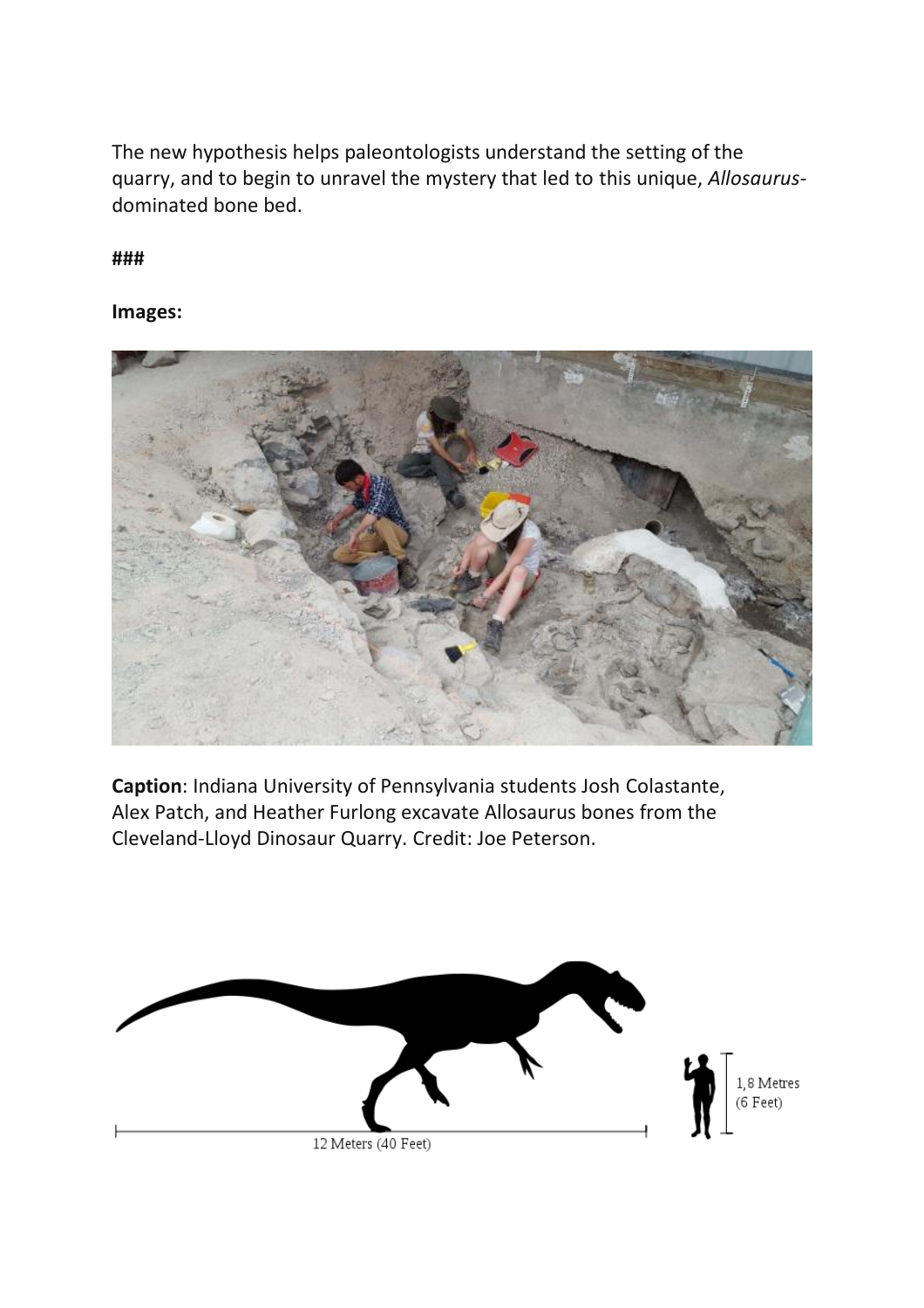The new hypothesis helps paleontologists understand the setting of the quarry, and to begin to unravel the mystery that led to this unique, *Allosaurus*-dominated bone bed.

###

**Images:**

**Caption**: Indiana University of Pennsylvania students Josh Colastante, Alex Patch, and Heather Furlong excavate Allosaurus bones from the Cleveland-Lloyd Dinosaur Quarry. Credit: Joe Peterson.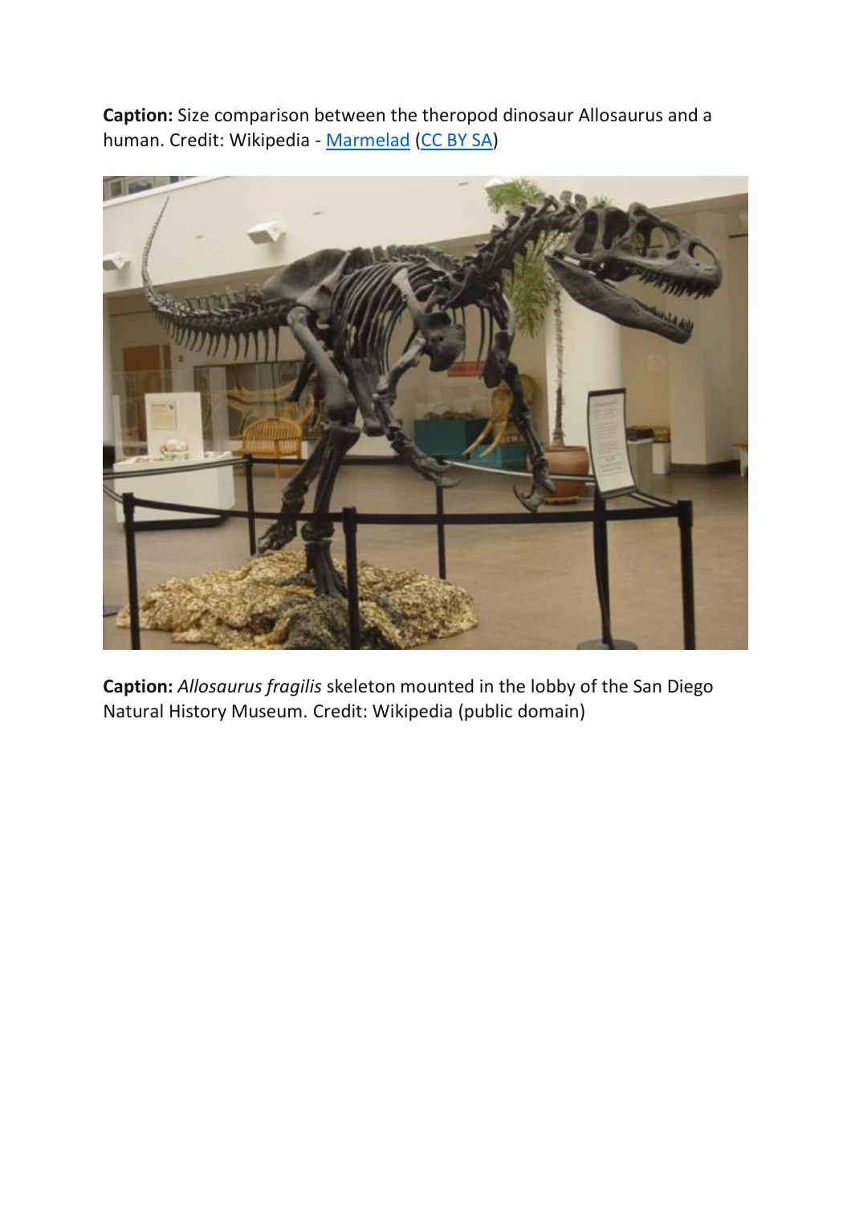**Caption:** Size comparison between the theropod dinosaur Allosaurus and a human. Credit: Wikipedia - [Marmelad](Marmelad) ([CC BY SA](CC BY SA))

**Caption:** *Allosaurus fragilis* skeleton mounted in the lobby of the San Diego Natural History Museum. Credit: Wikipedia (public domain)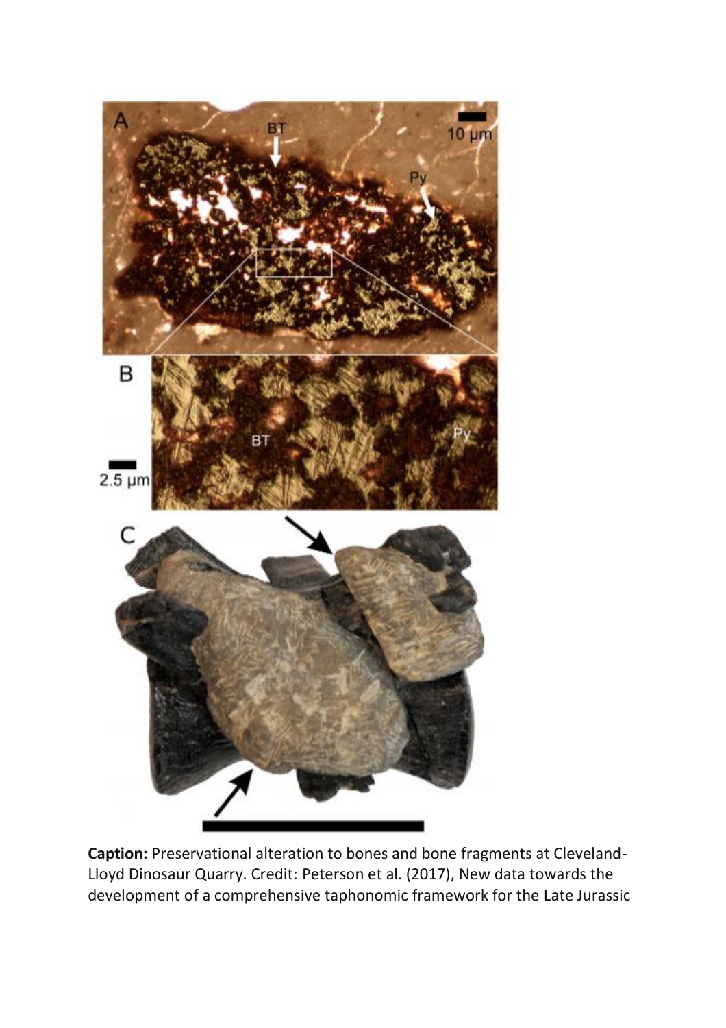**Caption:** Preservational alteration to bones and bone fragments at Cleveland-Lloyd Dinosaur Quarry. Credit: Peterson et al. (2017), New data towards the development of a comprehensive taphonomic framework for the Late Jurassic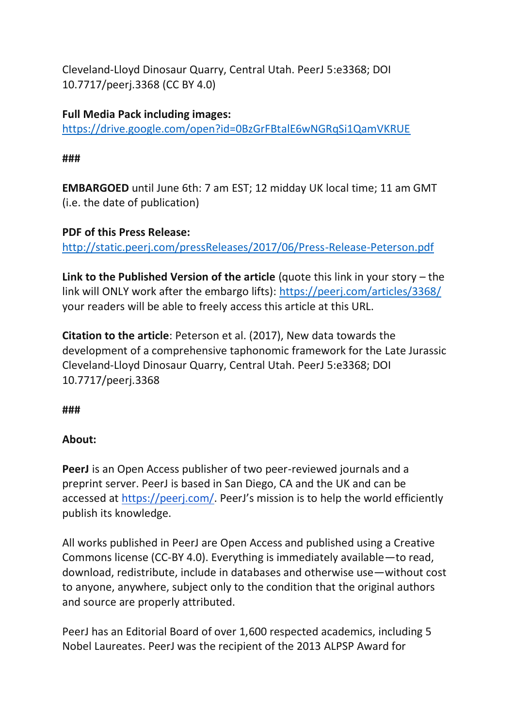Cleveland-Lloyd Dinosaur Quarry, Central Utah. PeerJ 5:e3368; DOI 10.7717/peerj.3368 (CC BY 4.0)

**Full Media Pack including images:** https://drive.google.com/open?id=0BzGrFBtalE6wNGRqSi1QamVKRUE

###

**EMBARGOED** until June 6th: 7 am EST; 12 midday UK local time; 11 am GMT (i.e. the date of publication)

**PDF of this Press Release:** http://static.peerj.com/pressReleases/2017/06/Press-Release-Peterson.pdf

**Link to the Published Version of the article** (quote this link in your story – the link will ONLY work after the embargo lifts): https://peerj.com/articles/3368/ your readers will be able to freely access this article at this URL.

**Citation to the article**: Peterson et al. (2017), New data towards the development of a comprehensive taphonomic framework for the Late Jurassic Cleveland-Lloyd Dinosaur Quarry, Central Utah. PeerJ 5:e3368; DOI 10.7717/peerj.3368

###

**About:**

**PeerJ** is an Open Access publisher of two peer-reviewed journals and a preprint server. PeerJ is based in San Diego, CA and the UK and can be accessed at https://peerj.com/. PeerJ's mission is to help the world efficiently publish its knowledge.

All works published in PeerJ are Open Access and published using a Creative Commons license (CC-BY 4.0). Everything is immediately available—to read, download, redistribute, include in databases and otherwise use—without cost to anyone, anywhere, subject only to the condition that the original authors and source are properly attributed.

PeerJ has an Editorial Board of over 1,600 respected academics, including 5 Nobel Laureates. PeerJ was the recipient of the 2013 ALPSP Award for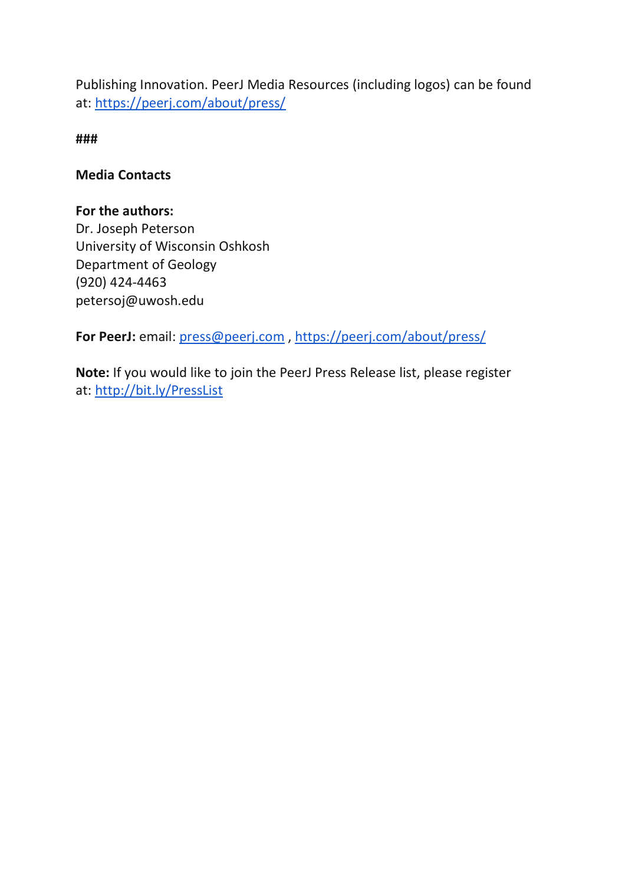Publishing Innovation. PeerJ Media Resources (including logos) can be found at: https://peerj.com/about/press/

###

**Media Contacts**

**For the authors:**
Dr. Joseph Peterson
University of Wisconsin Oshkosh
Department of Geology
(920) 424-4463
petersoj@uwosh.edu

**For PeerJ:** email: press@peerj.com , https://peerj.com/about/press/

**Note:** If you would like to join the PeerJ Press Release list, please register at: http://bit.ly/PressList